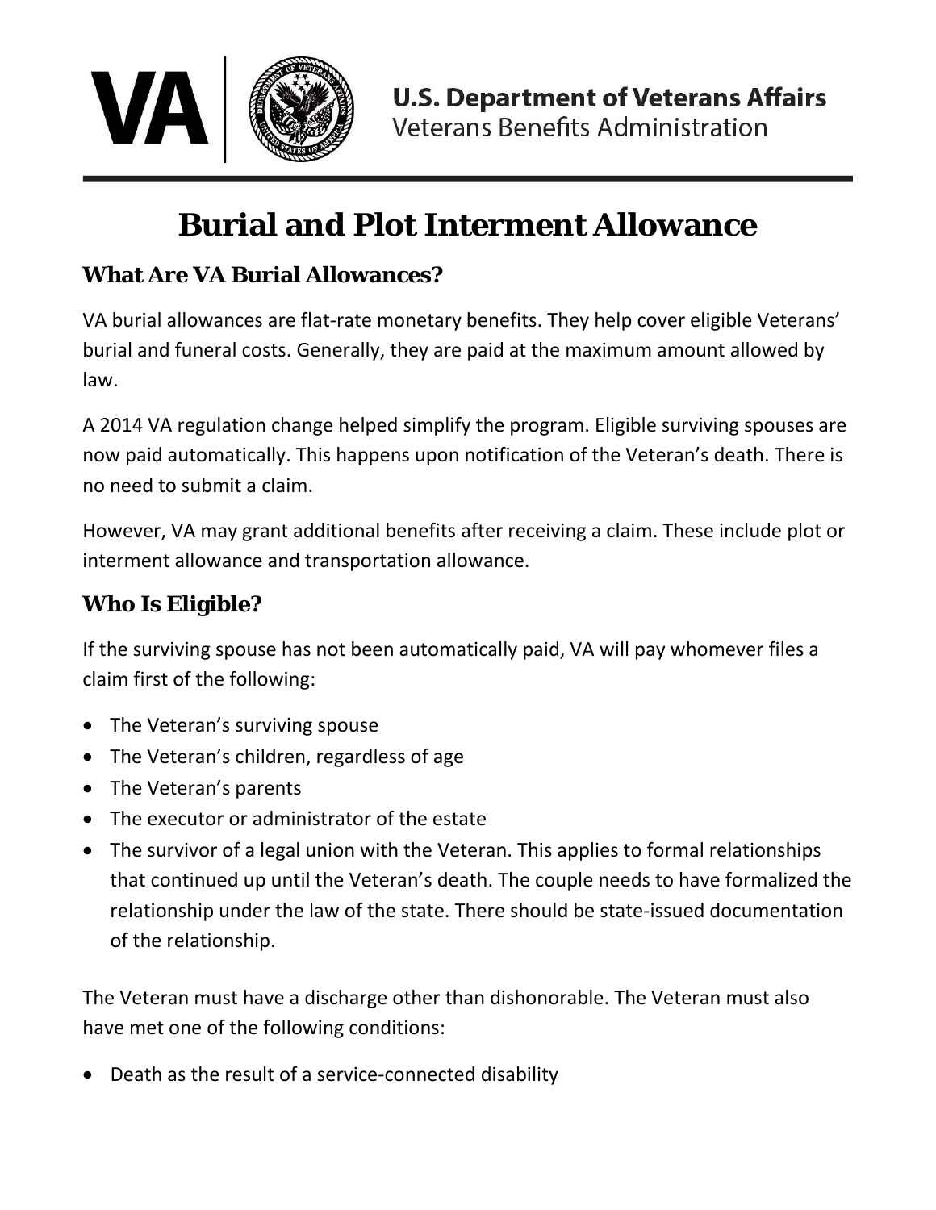# Burial and Plot Interment Allowance

## What Are VA Burial Allowances?

VA burial allowances are flat-rate monetary benefits. They help cover eligible Veterans' burial and funeral costs. Generally, they are paid at the maximum amount allowed by law.

A 2014 VA regulation change helped simplify the program. Eligible surviving spouses are now paid automatically. This happens upon notification of the Veteran's death. There is no need to submit a claim.

However, VA may grant additional benefits after receiving a claim. These include plot or interment allowance and transportation allowance.

## Who Is Eligible?

If the surviving spouse has not been automatically paid, VA will pay whomever files a claim first of the following:

- The Veteran's surviving spouse
- The Veteran's children, regardless of age
- The Veteran's parents
- The executor or administrator of the estate
- The survivor of a legal union with the Veteran. This applies to formal relationships that continued up until the Veteran's death. The couple needs to have formalized the relationship under the law of the state. There should be state-issued documentation of the relationship.

The Veteran must have a discharge other than dishonorable. The Veteran must also have met one of the following conditions:

- Death as the result of a service-connected disability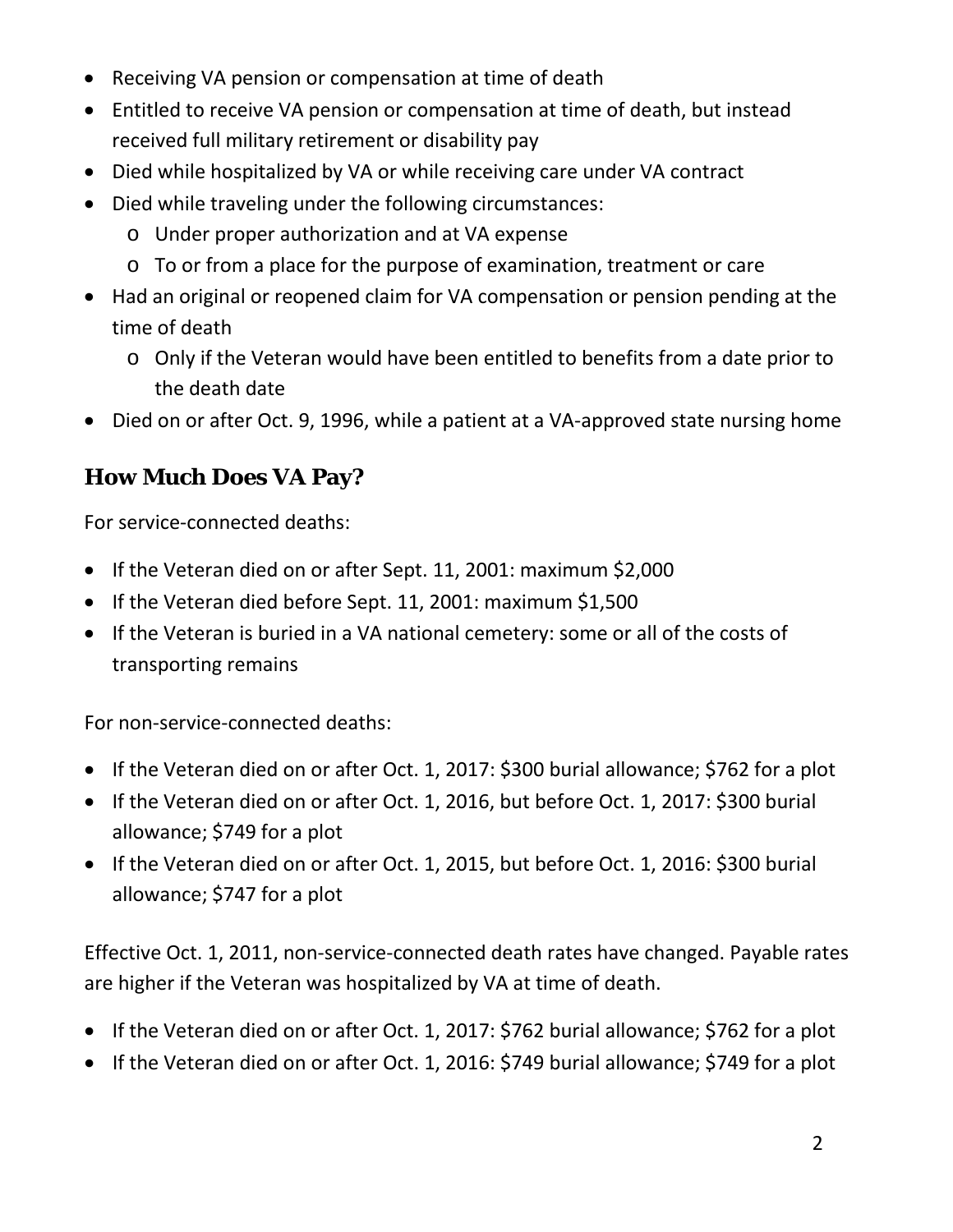- Receiving VA pension or compensation at time of death
- Entitled to receive VA pension or compensation at time of death, but instead received full military retirement or disability pay
- Died while hospitalized by VA or while receiving care under VA contract
- Died while traveling under the following circumstances:
  - Under proper authorization and at VA expense
  - To or from a place for the purpose of examination, treatment or care
- Had an original or reopened claim for VA compensation or pension pending at the time of death
  - Only if the Veteran would have been entitled to benefits from a date prior to the death date
- Died on or after Oct. 9, 1996, while a patient at a VA-approved state nursing home

## How Much Does VA Pay?

For service-connected deaths:

- If the Veteran died on or after Sept. 11, 2001: maximum $2,000
- If the Veteran died before Sept. 11, 2001: maximum $1,500
- If the Veteran is buried in a VA national cemetery: some or all of the costs of transporting remains

For non-service-connected deaths:

- If the Veteran died on or after Oct. 1, 2017: $300 burial allowance; $762 for a plot
- If the Veteran died on or after Oct. 1, 2016, but before Oct. 1, 2017: $300 burial allowance; $749 for a plot
- If the Veteran died on or after Oct. 1, 2015, but before Oct. 1, 2016: $300 burial allowance; $747 for a plot

Effective Oct. 1, 2011, non-service-connected death rates have changed. Payable rates are higher if the Veteran was hospitalized by VA at time of death.

- If the Veteran died on or after Oct. 1, 2017: $762 burial allowance; $762 for a plot
- If the Veteran died on or after Oct. 1, 2016: $749 burial allowance; $749 for a plot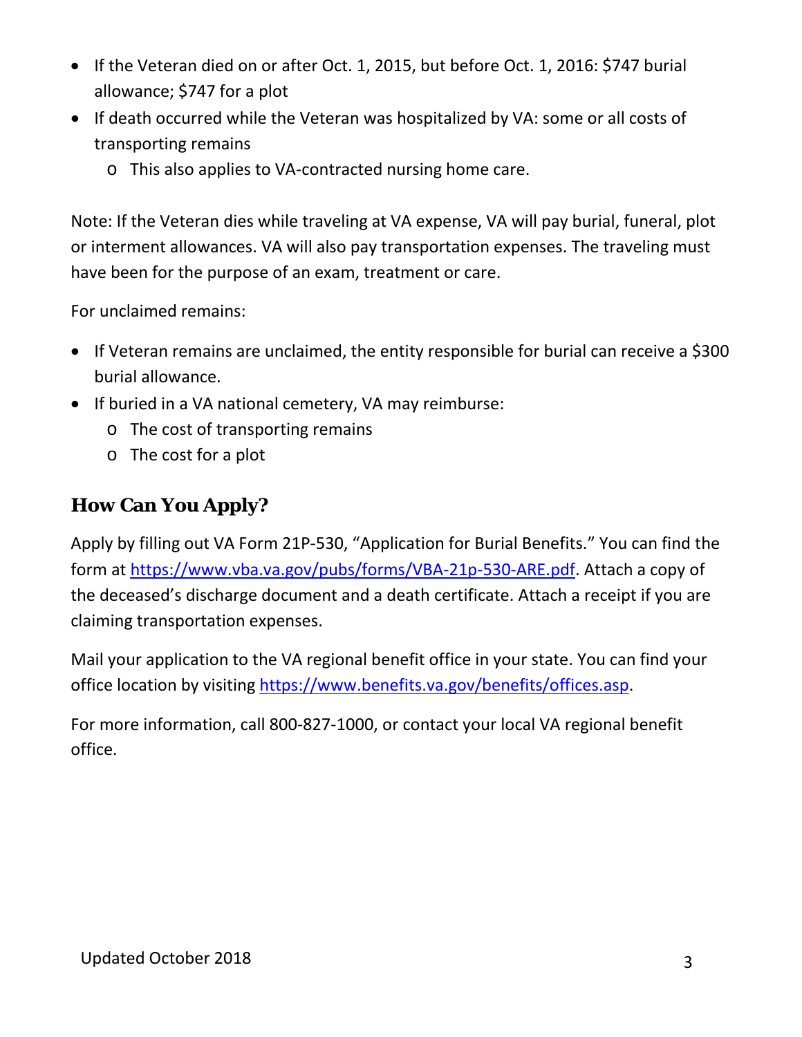- If the Veteran died on or after Oct. 1, 2015, but before Oct. 1, 2016: $747 burial allowance; $747 for a plot
- If death occurred while the Veteran was hospitalized by VA: some or all costs of transporting remains
  - This also applies to VA-contracted nursing home care.

Note: If the Veteran dies while traveling at VA expense, VA will pay burial, funeral, plot or interment allowances. VA will also pay transportation expenses. The traveling must have been for the purpose of an exam, treatment or care.

For unclaimed remains:

- If Veteran remains are unclaimed, the entity responsible for burial can receive a $300 burial allowance.
- If buried in a VA national cemetery, VA may reimburse:
  - The cost of transporting remains
  - The cost for a plot

## How Can You Apply?

Apply by filling out VA Form 21P-530, "Application for Burial Benefits." You can find the form at [https://www.vba.va.gov/pubs/forms/VBA-21p-530-ARE.pdf](https://www.vba.va.gov/pubs/forms/VBA-21p-530-ARE.pdf). Attach a copy of the deceased's discharge document and a death certificate. Attach a receipt if you are claiming transportation expenses.

Mail your application to the VA regional benefit office in your state. You can find your office location by visiting [https://www.benefits.va.gov/benefits/offices.asp](https://www.benefits.va.gov/benefits/offices.asp).

For more information, call 800-827-1000, or contact your local VA regional benefit office.

Updated October 2018